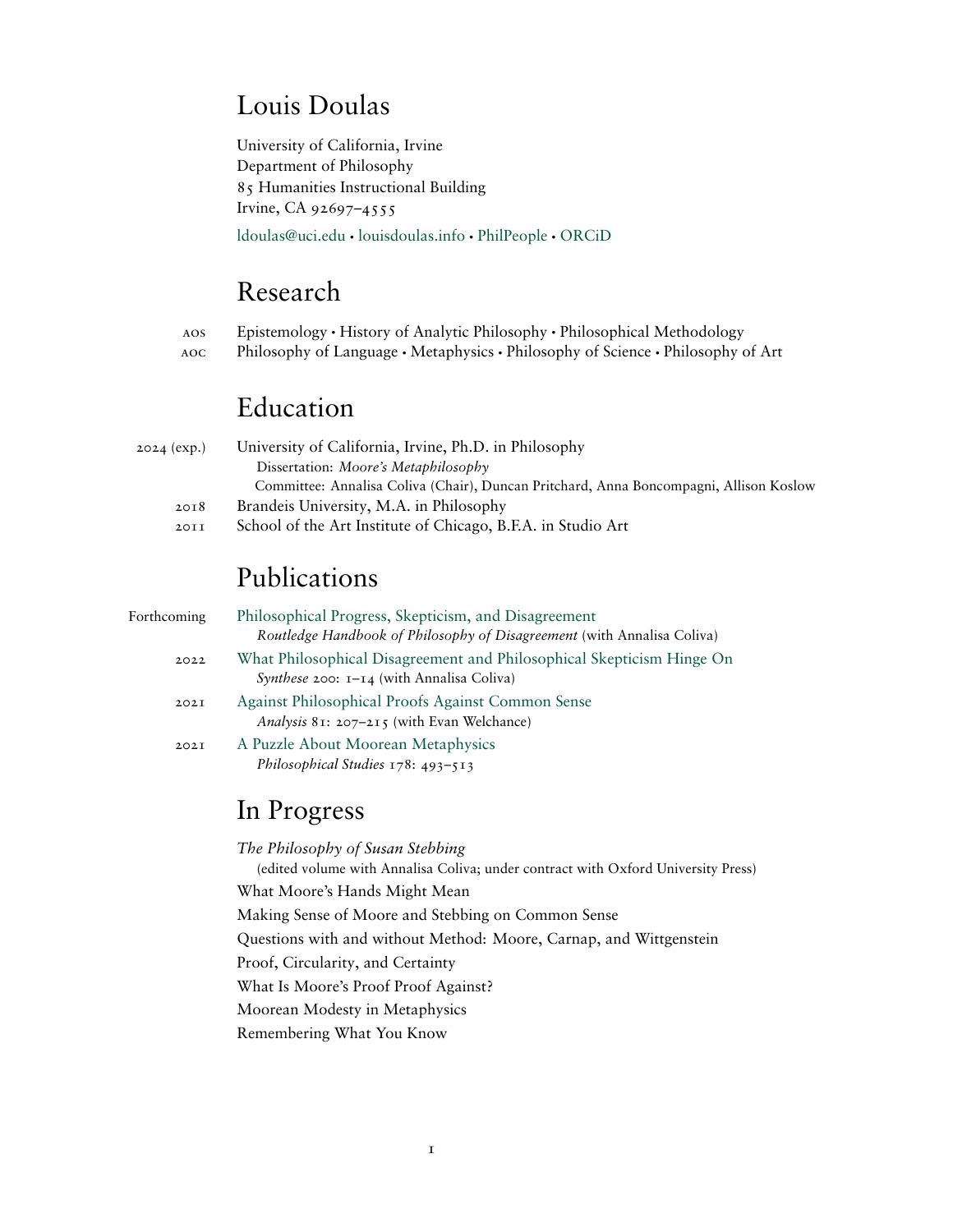# Louis Doulas

University of California, Irvine
Department of Philosophy
85 Humanities Instructional Building
Irvine, CA 92697–4555

ldoulas@uci.edu • louisdoulas.info • PhilPeople • ORCiD

## Research

AOS Epistemology • History of Analytic Philosophy • Philosophical Methodology
AOC Philosophy of Language • Metaphysics • Philosophy of Science • Philosophy of Art

## Education

2024 (exp.) University of California, Irvine, Ph.D. in Philosophy
Dissertation: *Moore's Metaphilosophy*
Committee: Annalisa Coliva (Chair), Duncan Pritchard, Anna Boncompagni, Allison Koslow

2018 Brandeis University, M.A. in Philosophy

2011 School of the Art Institute of Chicago, B.F.A. in Studio Art

## Publications

Forthcoming Philosophical Progress, Skepticism, and Disagreement
*Routledge Handbook of Philosophy of Disagreement* (with Annalisa Coliva)

2022 What Philosophical Disagreement and Philosophical Skepticism Hinge On
*Synthese* 200: 1–14 (with Annalisa Coliva)

2021 Against Philosophical Proofs Against Common Sense
*Analysis* 81: 207–215 (with Evan Welchance)

2021 A Puzzle About Moorean Metaphysics
*Philosophical Studies* 178: 493–513

## In Progress

*The Philosophy of Susan Stebbing*
(edited volume with Annalisa Coliva; under contract with Oxford University Press)

What Moore's Hands Might Mean

Making Sense of Moore and Stebbing on Common Sense

Questions with and without Method: Moore, Carnap, and Wittgenstein

Proof, Circularity, and Certainty

What Is Moore's Proof Proof Against?

Moorean Modesty in Metaphysics

Remembering What You Know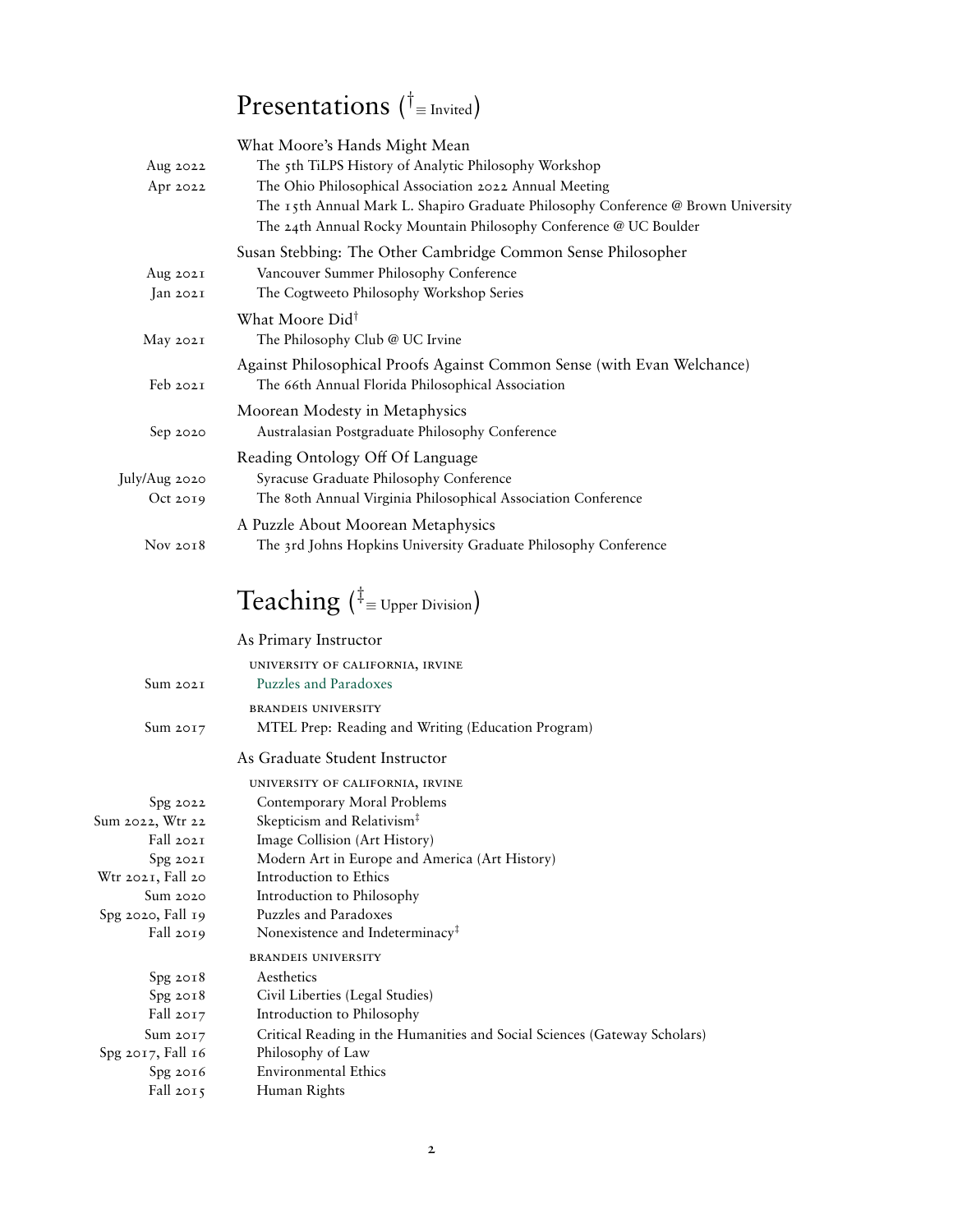## Presentations (†≡ Invited)

**What Moore's Hands Might Mean**

| | |
|---|---|
| Aug 2022 | The 5th TiLPS History of Analytic Philosophy Workshop |
| Apr 2022 | The Ohio Philosophical Association 2022 Annual Meeting |
| | The 15th Annual Mark L. Shapiro Graduate Philosophy Conference @ Brown University |
| | The 24th Annual Rocky Mountain Philosophy Conference @ UC Boulder |

**Susan Stebbing: The Other Cambridge Common Sense Philosopher**

| | |
|---|---|
| Aug 2021 | Vancouver Summer Philosophy Conference |
| Jan 2021 | The Cogtweeto Philosophy Workshop Series |

**What Moore Did†**

| | |
|---|---|
| May 2021 | The Philosophy Club @ UC Irvine |

**Against Philosophical Proofs Against Common Sense (with Evan Welchance)**

| | |
|---|---|
| Feb 2021 | The 66th Annual Florida Philosophical Association |

**Moorean Modesty in Metaphysics**

| | |
|---|---|
| Sep 2020 | Australasian Postgraduate Philosophy Conference |

**Reading Ontology Off Of Language**

| | |
|---|---|
| July/Aug 2020 | Syracuse Graduate Philosophy Conference |
| Oct 2019 | The 80th Annual Virginia Philosophical Association Conference |

**A Puzzle About Moorean Metaphysics**

| | |
|---|---|
| Nov 2018 | The 3rd Johns Hopkins University Graduate Philosophy Conference |

## Teaching (‡≡ Upper Division)

### As Primary Instructor

UNIVERSITY OF CALIFORNIA, IRVINE

| | |
|---|---|
| Sum 2021 | Puzzles and Paradoxes |

BRANDEIS UNIVERSITY

| | |
|---|---|
| Sum 2017 | MTEL Prep: Reading and Writing (Education Program) |

### As Graduate Student Instructor

UNIVERSITY OF CALIFORNIA, IRVINE

| | |
|---|---|
| Spg 2022 | Contemporary Moral Problems |
| Sum 2022, Wtr 22 | Skepticism and Relativism‡ |
| Fall 2021 | Image Collision (Art History) |
| Spg 2021 | Modern Art in Europe and America (Art History) |
| Wtr 2021, Fall 20 | Introduction to Ethics |
| Sum 2020 | Introduction to Philosophy |
| Spg 2020, Fall 19 | Puzzles and Paradoxes |
| Fall 2019 | Nonexistence and Indeterminacy‡ |

BRANDEIS UNIVERSITY

| | |
|---|---|
| Spg 2018 | Aesthetics |
| Spg 2018 | Civil Liberties (Legal Studies) |
| Fall 2017 | Introduction to Philosophy |
| Sum 2017 | Critical Reading in the Humanities and Social Sciences (Gateway Scholars) |
| Spg 2017, Fall 16 | Philosophy of Law |
| Spg 2016 | Environmental Ethics |
| Fall 2015 | Human Rights |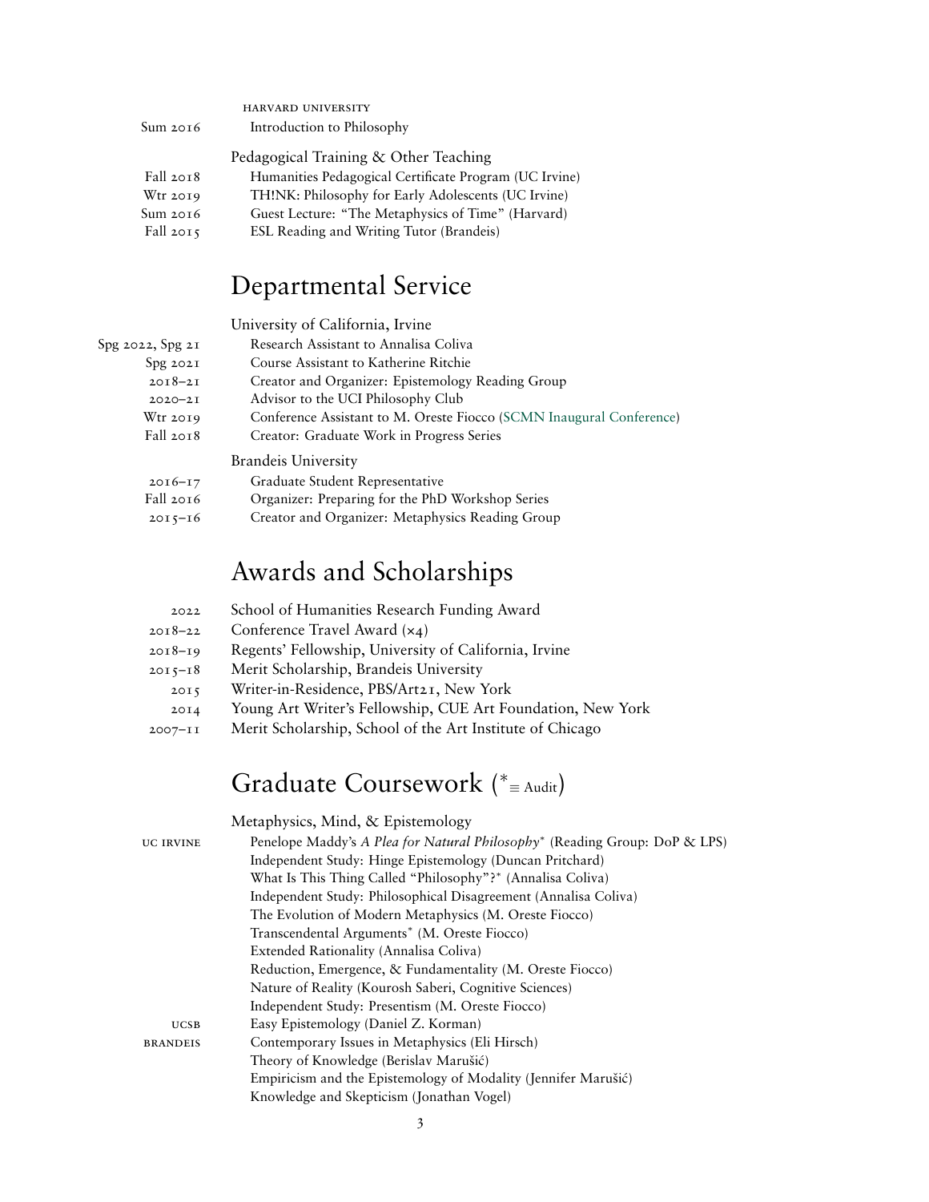HARVARD UNIVERSITY

Sum 2016 — Introduction to Philosophy

Pedagogical Training & Other Teaching

Fall 2018 — Humanities Pedagogical Certificate Program (UC Irvine)
Wtr 2019 — TH!NK: Philosophy for Early Adolescents (UC Irvine)
Sum 2016 — Guest Lecture: "The Metaphysics of Time" (Harvard)
Fall 2015 — ESL Reading and Writing Tutor (Brandeis)

# Departmental Service

University of California, Irvine

Spg 2022, Spg 21 — Research Assistant to Annalisa Coliva
Spg 2021 — Course Assistant to Katherine Ritchie
2018–21 — Creator and Organizer: Epistemology Reading Group
2020–21 — Advisor to the UCI Philosophy Club
Wtr 2019 — Conference Assistant to M. Oreste Fiocco (SCMN Inaugural Conference)
Fall 2018 — Creator: Graduate Work in Progress Series

Brandeis University

2016–17 — Graduate Student Representative
Fall 2016 — Organizer: Preparing for the PhD Workshop Series
2015–16 — Creator and Organizer: Metaphysics Reading Group

# Awards and Scholarships

2022 — School of Humanities Research Funding Award
2018–22 — Conference Travel Award (×4)
2018–19 — Regents' Fellowship, University of California, Irvine
2015–18 — Merit Scholarship, Brandeis University
2015 — Writer-in-Residence, PBS/Art21, New York
2014 — Young Art Writer's Fellowship, CUE Art Foundation, New York
2007–11 — Merit Scholarship, School of the Art Institute of Chicago

# Graduate Coursework (* ≡ Audit)

Metaphysics, Mind, & Epistemology

UC IRVINE
- Penelope Maddy's *A Plea for Natural Philosophy** (Reading Group: DoP & LPS)
- Independent Study: Hinge Epistemology (Duncan Pritchard)
- What Is This Thing Called "Philosophy"?* (Annalisa Coliva)
- Independent Study: Philosophical Disagreement (Annalisa Coliva)
- The Evolution of Modern Metaphysics (M. Oreste Fiocco)
- Transcendental Arguments* (M. Oreste Fiocco)
- Extended Rationality (Annalisa Coliva)
- Reduction, Emergence, & Fundamentality (M. Oreste Fiocco)
- Nature of Reality (Kourosh Saberi, Cognitive Sciences)
- Independent Study: Presentism (M. Oreste Fiocco)

UCSB
- Easy Epistemology (Daniel Z. Korman)

BRANDEIS
- Contemporary Issues in Metaphysics (Eli Hirsch)
- Theory of Knowledge (Berislav Marušić)
- Empiricism and the Epistemology of Modality (Jennifer Marušić)
- Knowledge and Skepticism (Jonathan Vogel)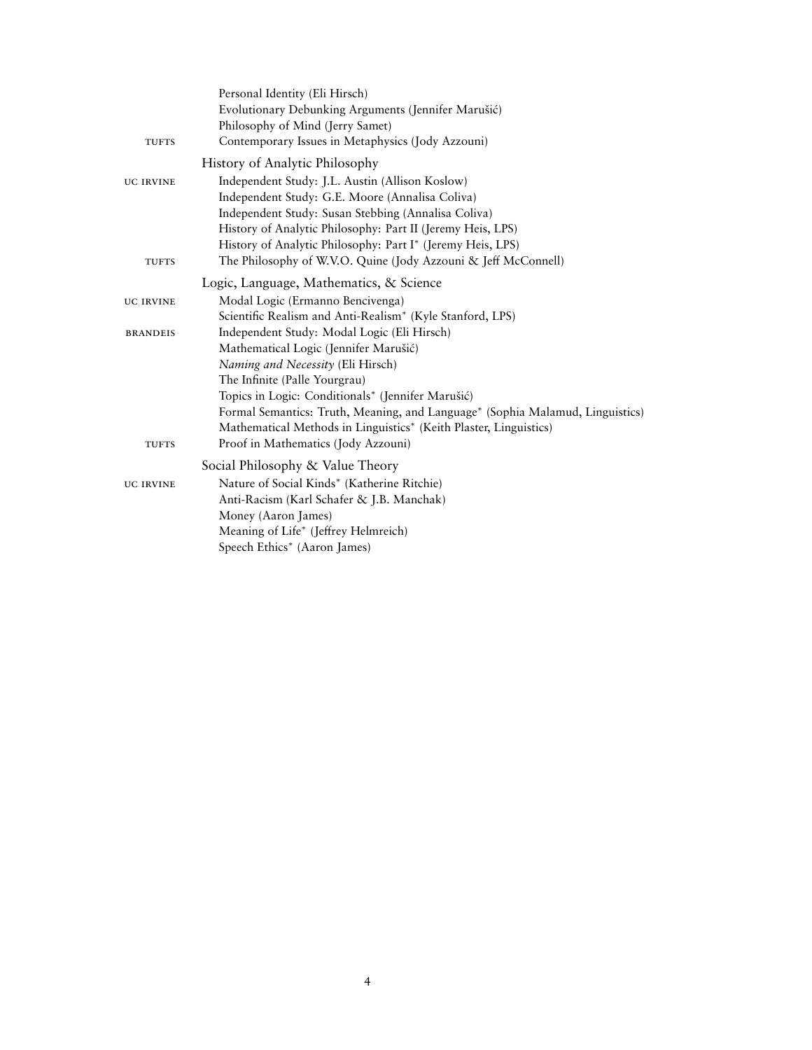Personal Identity (Eli Hirsch)
Evolutionary Debunking Arguments (Jennifer Marušić)
Philosophy of Mind (Jerry Samet)

TUFTS
Contemporary Issues in Metaphysics (Jody Azzouni)

### History of Analytic Philosophy

UC IRVINE
Independent Study: J.L. Austin (Allison Koslow)
Independent Study: G.E. Moore (Annalisa Coliva)
Independent Study: Susan Stebbing (Annalisa Coliva)
History of Analytic Philosophy: Part II (Jeremy Heis, LPS)
History of Analytic Philosophy: Part I* (Jeremy Heis, LPS)

TUFTS
The Philosophy of W.V.O. Quine (Jody Azzouni & Jeff McConnell)

### Logic, Language, Mathematics, & Science

UC IRVINE
Modal Logic (Ermanno Bencivenga)
Scientific Realism and Anti-Realism* (Kyle Stanford, LPS)

BRANDEIS
Independent Study: Modal Logic (Eli Hirsch)
Mathematical Logic (Jennifer Marušić)
*Naming and Necessity* (Eli Hirsch)
The Infinite (Palle Yourgrau)
Topics in Logic: Conditionals* (Jennifer Marušić)
Formal Semantics: Truth, Meaning, and Language* (Sophia Malamud, Linguistics)
Mathematical Methods in Linguistics* (Keith Plaster, Linguistics)

TUFTS
Proof in Mathematics (Jody Azzouni)

### Social Philosophy & Value Theory

UC IRVINE
Nature of Social Kinds* (Katherine Ritchie)
Anti-Racism (Karl Schafer & J.B. Manchak)
Money (Aaron James)
Meaning of Life* (Jeffrey Helmreich)
Speech Ethics* (Aaron James)